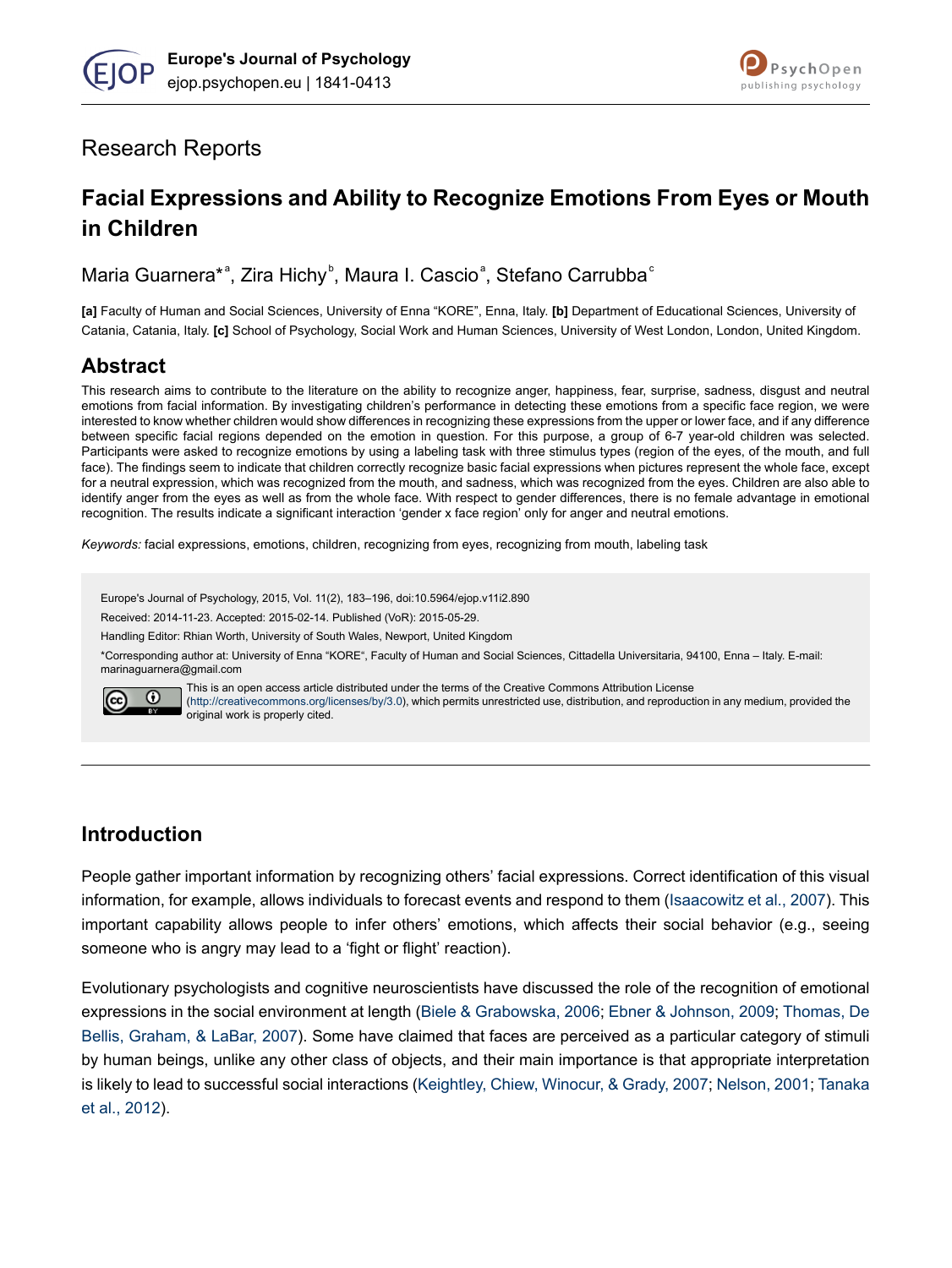Research Reports

# Facial Expressions and Ability to Recognize Emotions From Eyes or Mouth in Children

Maria Guarnera*[a], Zira Hichy[b], Maura I. Cascio[a], Stefano Carrubba[c]

**[a]** Faculty of Human and Social Sciences, University of Enna "KORE", Enna, Italy. **[b]** Department of Educational Sciences, University of Catania, Catania, Italy. **[c]** School of Psychology, Social Work and Human Sciences, University of West London, London, United Kingdom.

## Abstract

This research aims to contribute to the literature on the ability to recognize anger, happiness, fear, surprise, sadness, disgust and neutral emotions from facial information. By investigating children's performance in detecting these emotions from a specific face region, we were interested to know whether children would show differences in recognizing these expressions from the upper or lower face, and if any difference between specific facial regions depended on the emotion in question. For this purpose, a group of 6-7 year-old children was selected. Participants were asked to recognize emotions by using a labeling task with three stimulus types (region of the eyes, of the mouth, and full face). The findings seem to indicate that children correctly recognize basic facial expressions when pictures represent the whole face, except for a neutral expression, which was recognized from the mouth, and sadness, which was recognized from the eyes. Children are also able to identify anger from the eyes as well as from the whole face. With respect to gender differences, there is no female advantage in emotional recognition. The results indicate a significant interaction 'gender x face region' only for anger and neutral emotions.

*Keywords:* facial expressions, emotions, children, recognizing from eyes, recognizing from mouth, labeling task

Europe's Journal of Psychology, 2015, Vol. 11(2), 183–196, doi:10.5964/ejop.v11i2.890

Received: 2014-11-23. Accepted: 2015-02-14. Published (VoR): 2015-05-29.

Handling Editor: Rhian Worth, University of South Wales, Newport, United Kingdom

*Corresponding author at: University of Enna "KORE", Faculty of Human and Social Sciences, Cittadella Universitaria, 94100, Enna – Italy. E-mail: marinaguarnera@gmail.com

This is an open access article distributed under the terms of the Creative Commons Attribution License (http://creativecommons.org/licenses/by/3.0), which permits unrestricted use, distribution, and reproduction in any medium, provided the original work is properly cited.

## Introduction

People gather important information by recognizing others' facial expressions. Correct identification of this visual information, for example, allows individuals to forecast events and respond to them (Isaacowitz et al., 2007). This important capability allows people to infer others' emotions, which affects their social behavior (e.g., seeing someone who is angry may lead to a 'fight or flight' reaction).

Evolutionary psychologists and cognitive neuroscientists have discussed the role of the recognition of emotional expressions in the social environment at length (Biele & Grabowska, 2006; Ebner & Johnson, 2009; Thomas, De Bellis, Graham, & LaBar, 2007). Some have claimed that faces are perceived as a particular category of stimuli by human beings, unlike any other class of objects, and their main importance is that appropriate interpretation is likely to lead to successful social interactions (Keightley, Chiew, Winocur, & Grady, 2007; Nelson, 2001; Tanaka et al., 2012).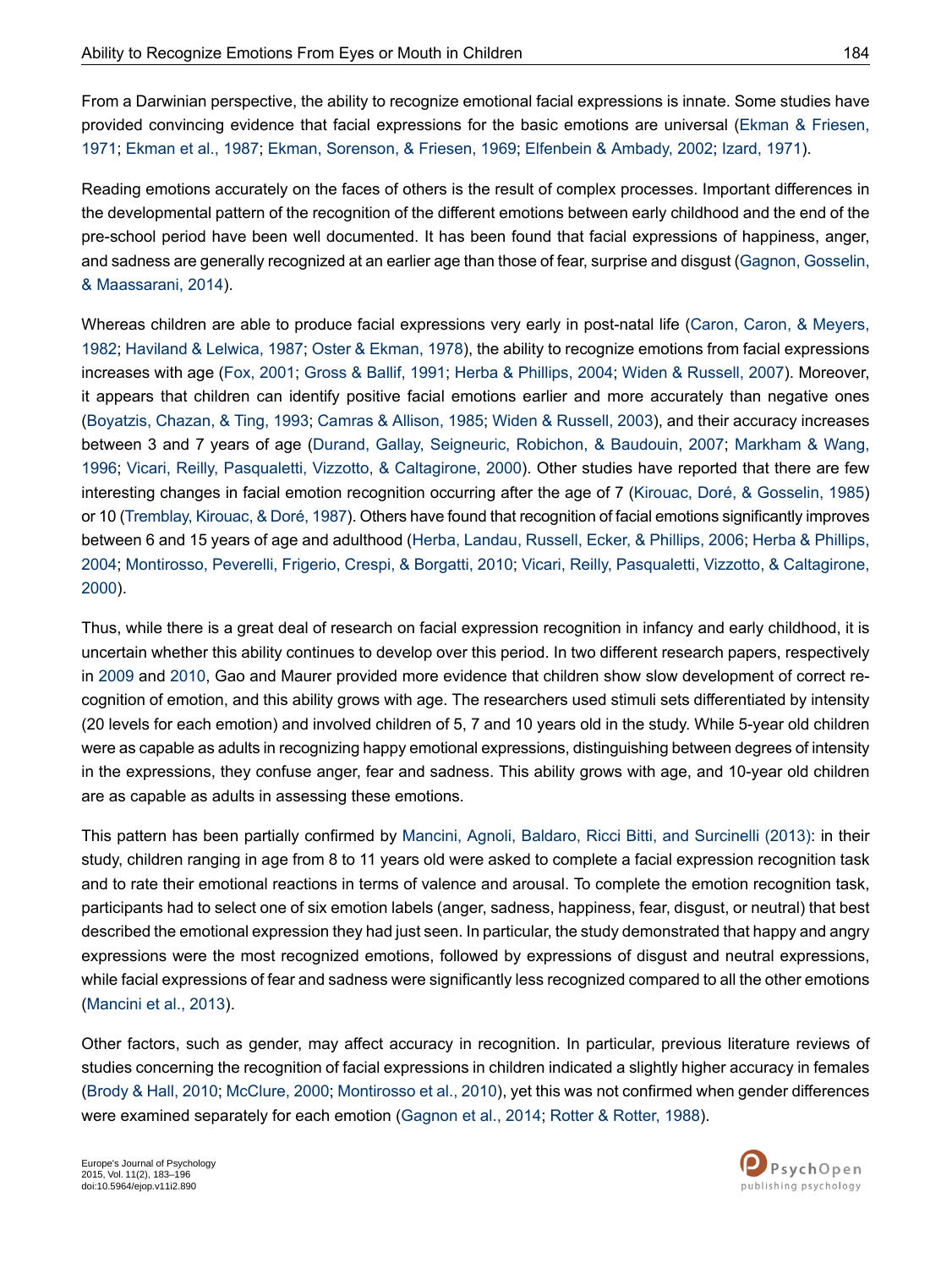From a Darwinian perspective, the ability to recognize emotional facial expressions is innate. Some studies have provided convincing evidence that facial expressions for the basic emotions are universal (Ekman & Friesen, 1971; Ekman et al., 1987; Ekman, Sorenson, & Friesen, 1969; Elfenbein & Ambady, 2002; Izard, 1971).

Reading emotions accurately on the faces of others is the result of complex processes. Important differences in the developmental pattern of the recognition of the different emotions between early childhood and the end of the pre-school period have been well documented. It has been found that facial expressions of happiness, anger, and sadness are generally recognized at an earlier age than those of fear, surprise and disgust (Gagnon, Gosselin, & Maassarani, 2014).

Whereas children are able to produce facial expressions very early in post-natal life (Caron, Caron, & Meyers, 1982; Haviland & Lelwica, 1987; Oster & Ekman, 1978), the ability to recognize emotions from facial expressions increases with age (Fox, 2001; Gross & Ballif, 1991; Herba & Phillips, 2004; Widen & Russell, 2007). Moreover, it appears that children can identify positive facial emotions earlier and more accurately than negative ones (Boyatzis, Chazan, & Ting, 1993; Camras & Allison, 1985; Widen & Russell, 2003), and their accuracy increases between 3 and 7 years of age (Durand, Gallay, Seigneuric, Robichon, & Baudouin, 2007; Markham & Wang, 1996; Vicari, Reilly, Pasqualetti, Vizzotto, & Caltagirone, 2000). Other studies have reported that there are few interesting changes in facial emotion recognition occurring after the age of 7 (Kirouac, Doré, & Gosselin, 1985) or 10 (Tremblay, Kirouac, & Doré, 1987). Others have found that recognition of facial emotions significantly improves between 6 and 15 years of age and adulthood (Herba, Landau, Russell, Ecker, & Phillips, 2006; Herba & Phillips, 2004; Montirosso, Peverelli, Frigerio, Crespi, & Borgatti, 2010; Vicari, Reilly, Pasqualetti, Vizzotto, & Caltagirone, 2000).

Thus, while there is a great deal of research on facial expression recognition in infancy and early childhood, it is uncertain whether this ability continues to develop over this period. In two different research papers, respectively in 2009 and 2010, Gao and Maurer provided more evidence that children show slow development of correct recognition of emotion, and this ability grows with age. The researchers used stimuli sets differentiated by intensity (20 levels for each emotion) and involved children of 5, 7 and 10 years old in the study. While 5-year old children were as capable as adults in recognizing happy emotional expressions, distinguishing between degrees of intensity in the expressions, they confuse anger, fear and sadness. This ability grows with age, and 10-year old children are as capable as adults in assessing these emotions.

This pattern has been partially confirmed by Mancini, Agnoli, Baldaro, Ricci Bitti, and Surcinelli (2013): in their study, children ranging in age from 8 to 11 years old were asked to complete a facial expression recognition task and to rate their emotional reactions in terms of valence and arousal. To complete the emotion recognition task, participants had to select one of six emotion labels (anger, sadness, happiness, fear, disgust, or neutral) that best described the emotional expression they had just seen. In particular, the study demonstrated that happy and angry expressions were the most recognized emotions, followed by expressions of disgust and neutral expressions, while facial expressions of fear and sadness were significantly less recognized compared to all the other emotions (Mancini et al., 2013).

Other factors, such as gender, may affect accuracy in recognition. In particular, previous literature reviews of studies concerning the recognition of facial expressions in children indicated a slightly higher accuracy in females (Brody & Hall, 2010; McClure, 2000; Montirosso et al., 2010), yet this was not confirmed when gender differences were examined separately for each emotion (Gagnon et al., 2014; Rotter & Rotter, 1988).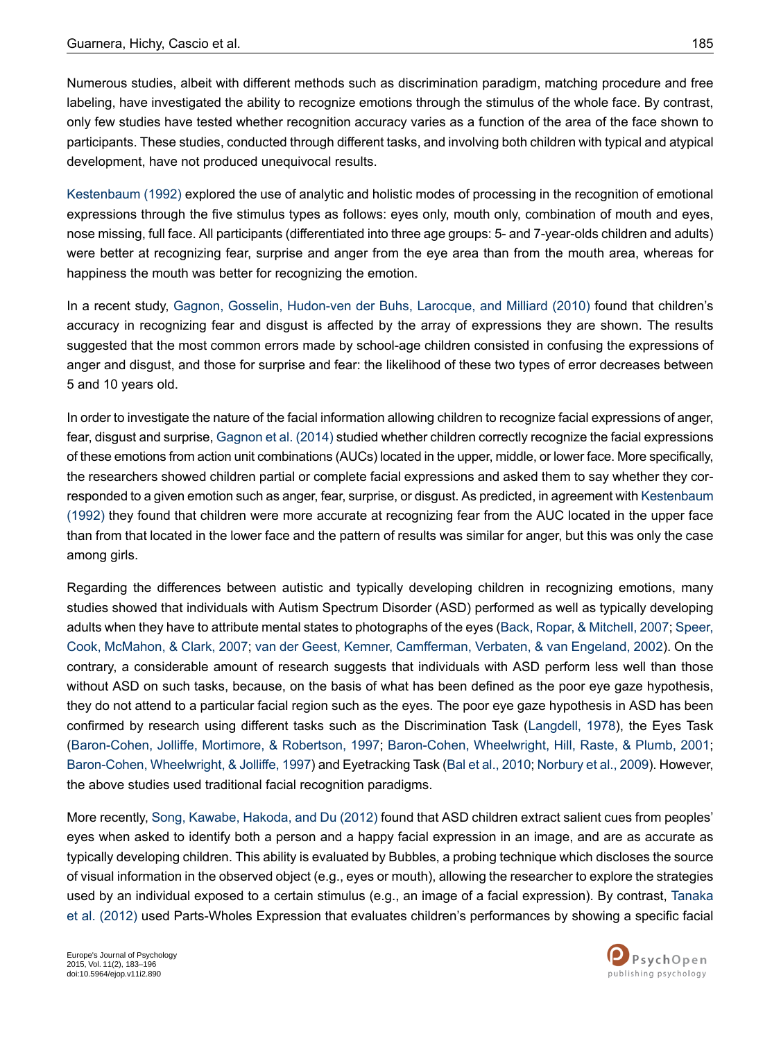Numerous studies, albeit with different methods such as discrimination paradigm, matching procedure and free labeling, have investigated the ability to recognize emotions through the stimulus of the whole face. By contrast, only few studies have tested whether recognition accuracy varies as a function of the area of the face shown to participants. These studies, conducted through different tasks, and involving both children with typical and atypical development, have not produced unequivocal results.

Kestenbaum (1992) explored the use of analytic and holistic modes of processing in the recognition of emotional expressions through the five stimulus types as follows: eyes only, mouth only, combination of mouth and eyes, nose missing, full face. All participants (differentiated into three age groups: 5- and 7-year-olds children and adults) were better at recognizing fear, surprise and anger from the eye area than from the mouth area, whereas for happiness the mouth was better for recognizing the emotion.

In a recent study, Gagnon, Gosselin, Hudon-ven der Buhs, Larocque, and Milliard (2010) found that children's accuracy in recognizing fear and disgust is affected by the array of expressions they are shown. The results suggested that the most common errors made by school-age children consisted in confusing the expressions of anger and disgust, and those for surprise and fear: the likelihood of these two types of error decreases between 5 and 10 years old.

In order to investigate the nature of the facial information allowing children to recognize facial expressions of anger, fear, disgust and surprise, Gagnon et al. (2014) studied whether children correctly recognize the facial expressions of these emotions from action unit combinations (AUCs) located in the upper, middle, or lower face. More specifically, the researchers showed children partial or complete facial expressions and asked them to say whether they corresponded to a given emotion such as anger, fear, surprise, or disgust. As predicted, in agreement with Kestenbaum (1992) they found that children were more accurate at recognizing fear from the AUC located in the upper face than from that located in the lower face and the pattern of results was similar for anger, but this was only the case among girls.

Regarding the differences between autistic and typically developing children in recognizing emotions, many studies showed that individuals with Autism Spectrum Disorder (ASD) performed as well as typically developing adults when they have to attribute mental states to photographs of the eyes (Back, Ropar, & Mitchell, 2007; Speer, Cook, McMahon, & Clark, 2007; van der Geest, Kemner, Camfferman, Verbaten, & van Engeland, 2002). On the contrary, a considerable amount of research suggests that individuals with ASD perform less well than those without ASD on such tasks, because, on the basis of what has been defined as the poor eye gaze hypothesis, they do not attend to a particular facial region such as the eyes. The poor eye gaze hypothesis in ASD has been confirmed by research using different tasks such as the Discrimination Task (Langdell, 1978), the Eyes Task (Baron-Cohen, Jolliffe, Mortimore, & Robertson, 1997; Baron-Cohen, Wheelwright, Hill, Raste, & Plumb, 2001; Baron-Cohen, Wheelwright, & Jolliffe, 1997) and Eyetracking Task (Bal et al., 2010; Norbury et al., 2009). However, the above studies used traditional facial recognition paradigms.

More recently, Song, Kawabe, Hakoda, and Du (2012) found that ASD children extract salient cues from peoples' eyes when asked to identify both a person and a happy facial expression in an image, and are as accurate as typically developing children. This ability is evaluated by Bubbles, a probing technique which discloses the source of visual information in the observed object (e.g., eyes or mouth), allowing the researcher to explore the strategies used by an individual exposed to a certain stimulus (e.g., an image of a facial expression). By contrast, Tanaka et al. (2012) used Parts-Wholes Expression that evaluates children's performances by showing a specific facial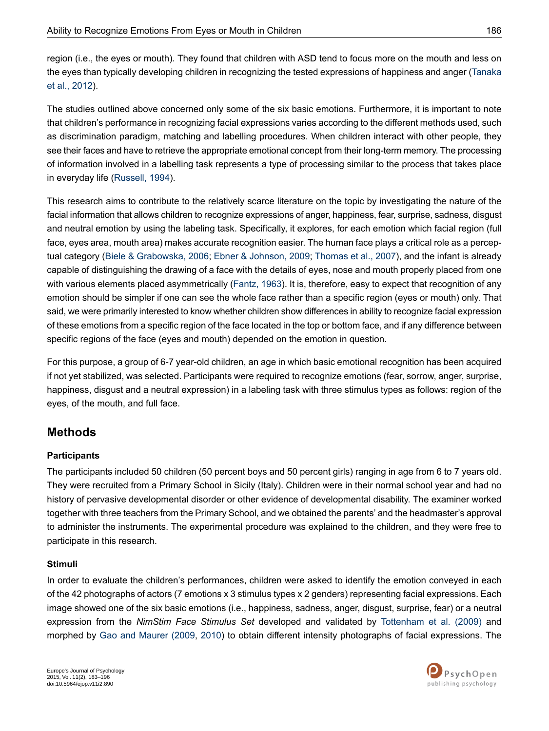region (i.e., the eyes or mouth). They found that children with ASD tend to focus more on the mouth and less on the eyes than typically developing children in recognizing the tested expressions of happiness and anger (Tanaka et al., 2012).

The studies outlined above concerned only some of the six basic emotions. Furthermore, it is important to note that children's performance in recognizing facial expressions varies according to the different methods used, such as discrimination paradigm, matching and labelling procedures. When children interact with other people, they see their faces and have to retrieve the appropriate emotional concept from their long-term memory. The processing of information involved in a labelling task represents a type of processing similar to the process that takes place in everyday life (Russell, 1994).

This research aims to contribute to the relatively scarce literature on the topic by investigating the nature of the facial information that allows children to recognize expressions of anger, happiness, fear, surprise, sadness, disgust and neutral emotion by using the labeling task. Specifically, it explores, for each emotion which facial region (full face, eyes area, mouth area) makes accurate recognition easier. The human face plays a critical role as a perceptual category (Biele & Grabowska, 2006; Ebner & Johnson, 2009; Thomas et al., 2007), and the infant is already capable of distinguishing the drawing of a face with the details of eyes, nose and mouth properly placed from one with various elements placed asymmetrically (Fantz, 1963). It is, therefore, easy to expect that recognition of any emotion should be simpler if one can see the whole face rather than a specific region (eyes or mouth) only. That said, we were primarily interested to know whether children show differences in ability to recognize facial expression of these emotions from a specific region of the face located in the top or bottom face, and if any difference between specific regions of the face (eyes and mouth) depended on the emotion in question.

For this purpose, a group of 6-7 year-old children, an age in which basic emotional recognition has been acquired if not yet stabilized, was selected. Participants were required to recognize emotions (fear, sorrow, anger, surprise, happiness, disgust and a neutral expression) in a labeling task with three stimulus types as follows: region of the eyes, of the mouth, and full face.

## Methods

### Participants

The participants included 50 children (50 percent boys and 50 percent girls) ranging in age from 6 to 7 years old. They were recruited from a Primary School in Sicily (Italy). Children were in their normal school year and had no history of pervasive developmental disorder or other evidence of developmental disability. The examiner worked together with three teachers from the Primary School, and we obtained the parents' and the headmaster's approval to administer the instruments. The experimental procedure was explained to the children, and they were free to participate in this research.

### Stimuli

In order to evaluate the children's performances, children were asked to identify the emotion conveyed in each of the 42 photographs of actors (7 emotions x 3 stimulus types x 2 genders) representing facial expressions. Each image showed one of the six basic emotions (i.e., happiness, sadness, anger, disgust, surprise, fear) or a neutral expression from the *NimStim Face Stimulus Set* developed and validated by Tottenham et al. (2009) and morphed by Gao and Maurer (2009, 2010) to obtain different intensity photographs of facial expressions. The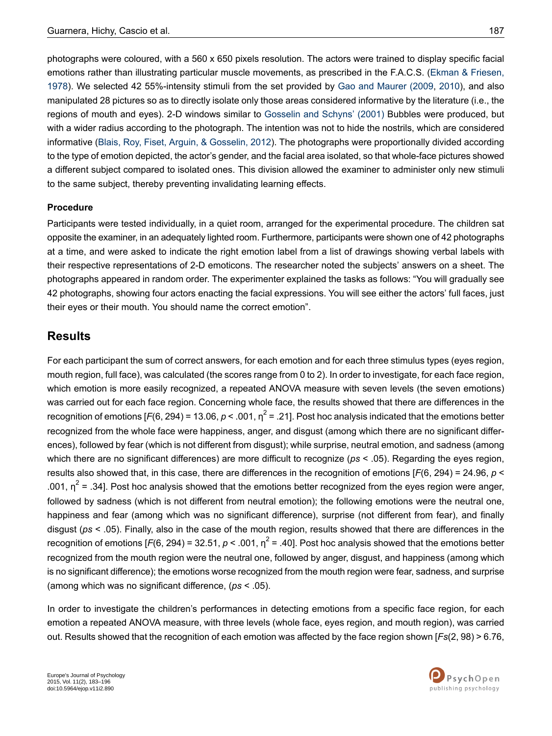photographs were coloured, with a 560 x 650 pixels resolution. The actors were trained to display specific facial emotions rather than illustrating particular muscle movements, as prescribed in the F.A.C.S. (Ekman & Friesen, 1978). We selected 42 55%-intensity stimuli from the set provided by Gao and Maurer (2009, 2010), and also manipulated 28 pictures so as to directly isolate only those areas considered informative by the literature (i.e., the regions of mouth and eyes). 2-D windows similar to Gosselin and Schyns' (2001) Bubbles were produced, but with a wider radius according to the photograph. The intention was not to hide the nostrils, which are considered informative (Blais, Roy, Fiset, Arguin, & Gosselin, 2012). The photographs were proportionally divided according to the type of emotion depicted, the actor's gender, and the facial area isolated, so that whole-face pictures showed a different subject compared to isolated ones. This division allowed the examiner to administer only new stimuli to the same subject, thereby preventing invalidating learning effects.

**Procedure**

Participants were tested individually, in a quiet room, arranged for the experimental procedure. The children sat opposite the examiner, in an adequately lighted room. Furthermore, participants were shown one of 42 photographs at a time, and were asked to indicate the right emotion label from a list of drawings showing verbal labels with their respective representations of 2-D emoticons. The researcher noted the subjects' answers on a sheet. The photographs appeared in random order. The experimenter explained the tasks as follows: "You will gradually see 42 photographs, showing four actors enacting the facial expressions. You will see either the actors' full faces, just their eyes or their mouth. You should name the correct emotion".

## Results

For each participant the sum of correct answers, for each emotion and for each three stimulus types (eyes region, mouth region, full face), was calculated (the scores range from 0 to 2). In order to investigate, for each face region, which emotion is more easily recognized, a repeated ANOVA measure with seven levels (the seven emotions) was carried out for each face region. Concerning whole face, the results showed that there are differences in the recognition of emotions [$F(6, 294) = 13.06$, $p < .001$, $\eta^2 = .21$]. Post hoc analysis indicated that the emotions better recognized from the whole face were happiness, anger, and disgust (among which there are no significant differences), followed by fear (which is not different from disgust); while surprise, neutral emotion, and sadness (among which there are no significant differences) are more difficult to recognize (*ps* < .05). Regarding the eyes region, results also showed that, in this case, there are differences in the recognition of emotions [$F(6, 294) = 24.96$, $p < .001$, $\eta^2 = .34$]. Post hoc analysis showed that the emotions better recognized from the eyes region were anger, followed by sadness (which is not different from neutral emotion); the following emotions were the neutral one, happiness and fear (among which was no significant difference), surprise (not different from fear), and finally disgust (*ps* < .05). Finally, also in the case of the mouth region, results showed that there are differences in the recognition of emotions [$F(6, 294) = 32.51$, $p < .001$, $\eta^2 = .40$]. Post hoc analysis showed that the emotions better recognized from the mouth region were the neutral one, followed by anger, disgust, and happiness (among which is no significant difference); the emotions worse recognized from the mouth region were fear, sadness, and surprise (among which was no significant difference, (*ps* < .05).

In order to investigate the children's performances in detecting emotions from a specific face region, for each emotion a repeated ANOVA measure, with three levels (whole face, eyes region, and mouth region), was carried out. Results showed that the recognition of each emotion was affected by the face region shown [$Fs(2, 98) > 6.76$,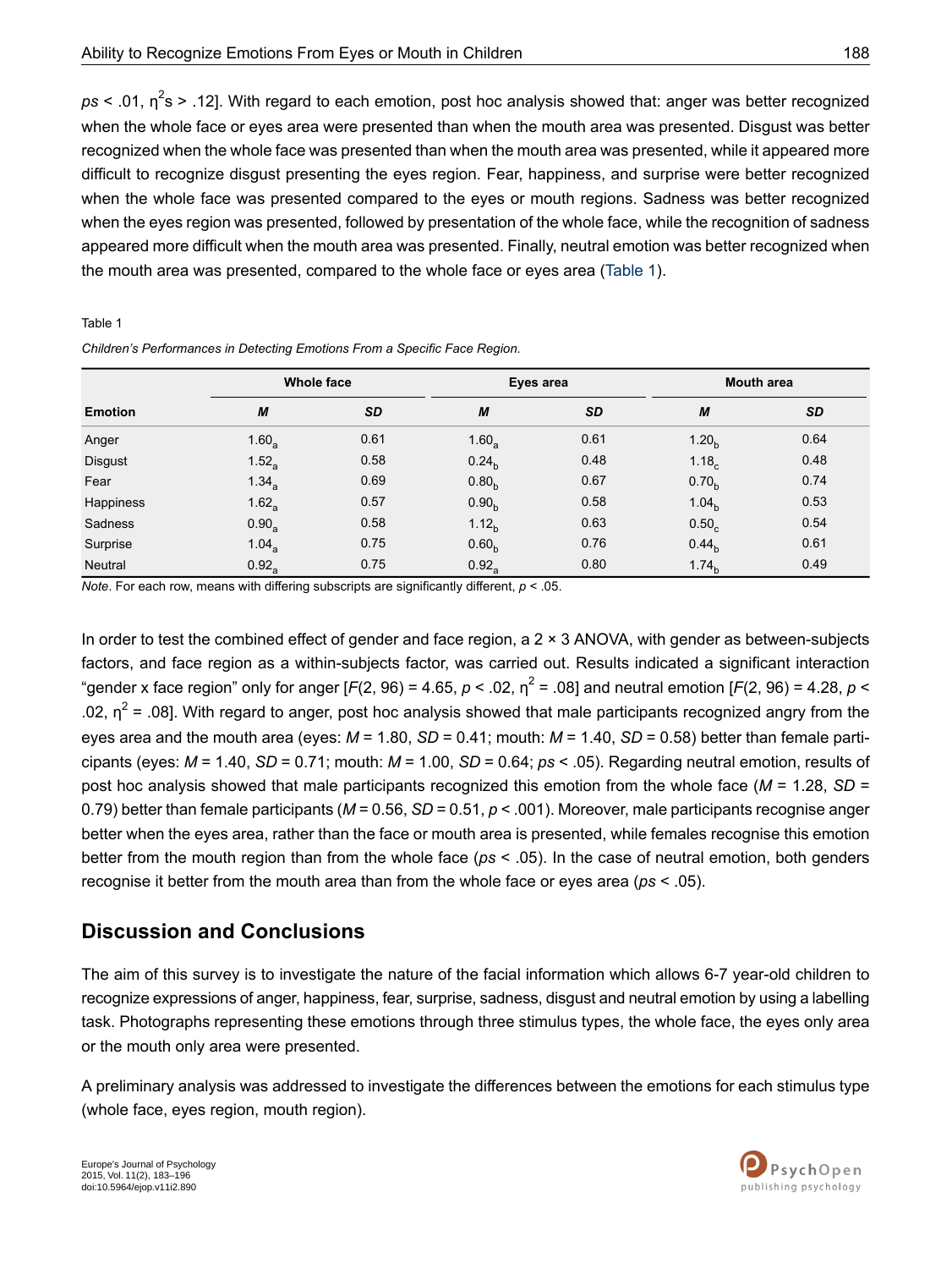$ps < .01$, $\eta^2s > .12$]. With regard to each emotion, post hoc analysis showed that: anger was better recognized when the whole face or eyes area were presented than when the mouth area was presented. Disgust was better recognized when the whole face was presented than when the mouth area was presented, while it appeared more difficult to recognize disgust presenting the eyes region. Fear, happiness, and surprise were better recognized when the whole face was presented compared to the eyes or mouth regions. Sadness was better recognized when the eyes region was presented, followed by presentation of the whole face, while the recognition of sadness appeared more difficult when the mouth area was presented. Finally, neutral emotion was better recognized when the mouth area was presented, compared to the whole face or eyes area (Table 1).

Table 1

*Children's Performances in Detecting Emotions From a Specific Face Region.*

| Emotion | Whole face | | Eyes area | | Mouth area | |
|---|---|---|---|---|---|---|
| | *M* | *SD* | *M* | *SD* | *M* | *SD* |
| Anger | $1.60_a$ | 0.61 | $1.60_a$ | 0.61 | $1.20_b$ | 0.64 |
| Disgust | $1.52_a$ | 0.58 | $0.24_b$ | 0.48 | $1.18_c$ | 0.48 |
| Fear | $1.34_a$ | 0.69 | $0.80_b$ | 0.67 | $0.70_b$ | 0.74 |
| Happiness | $1.62_a$ | 0.57 | $0.90_b$ | 0.58 | $1.04_b$ | 0.53 |
| Sadness | $0.90_a$ | 0.58 | $1.12_b$ | 0.63 | $0.50_c$ | 0.54 |
| Surprise | $1.04_a$ | 0.75 | $0.60_b$ | 0.76 | $0.44_b$ | 0.61 |
| Neutral | $0.92_a$ | 0.75 | $0.92_a$ | 0.80 | $1.74_b$ | 0.49 |

*Note*. For each row, means with differing subscripts are significantly different, $p < .05$.

In order to test the combined effect of gender and face region, a 2 × 3 ANOVA, with gender as between-subjects factors, and face region as a within-subjects factor, was carried out. Results indicated a significant interaction "gender x face region" only for anger [$F(2, 96) = 4.65$, $p < .02$, $\eta^2 = .08$] and neutral emotion [$F(2, 96) = 4.28$, $p < .02$, $\eta^2 = .08$]. With regard to anger, post hoc analysis showed that male participants recognized angry from the eyes area and the mouth area (eyes: $M = 1.80$, $SD = 0.41$; mouth: $M = 1.40$, $SD = 0.58$) better than female participants (eyes: $M = 1.40$, $SD = 0.71$; mouth: $M = 1.00$, $SD = 0.64$; $ps < .05$). Regarding neutral emotion, results of post hoc analysis showed that male participants recognized this emotion from the whole face ($M = 1.28$, $SD = 0.79$) better than female participants ($M = 0.56$, $SD = 0.51$, $p < .001$). Moreover, male participants recognise anger better when the eyes area, rather than the face or mouth area is presented, while females recognise this emotion better from the mouth region than from the whole face ($ps < .05$). In the case of neutral emotion, both genders recognise it better from the mouth area than from the whole face or eyes area ($ps < .05$).

## Discussion and Conclusions

The aim of this survey is to investigate the nature of the facial information which allows 6-7 year-old children to recognize expressions of anger, happiness, fear, surprise, sadness, disgust and neutral emotion by using a labelling task. Photographs representing these emotions through three stimulus types, the whole face, the eyes only area or the mouth only area were presented.

A preliminary analysis was addressed to investigate the differences between the emotions for each stimulus type (whole face, eyes region, mouth region).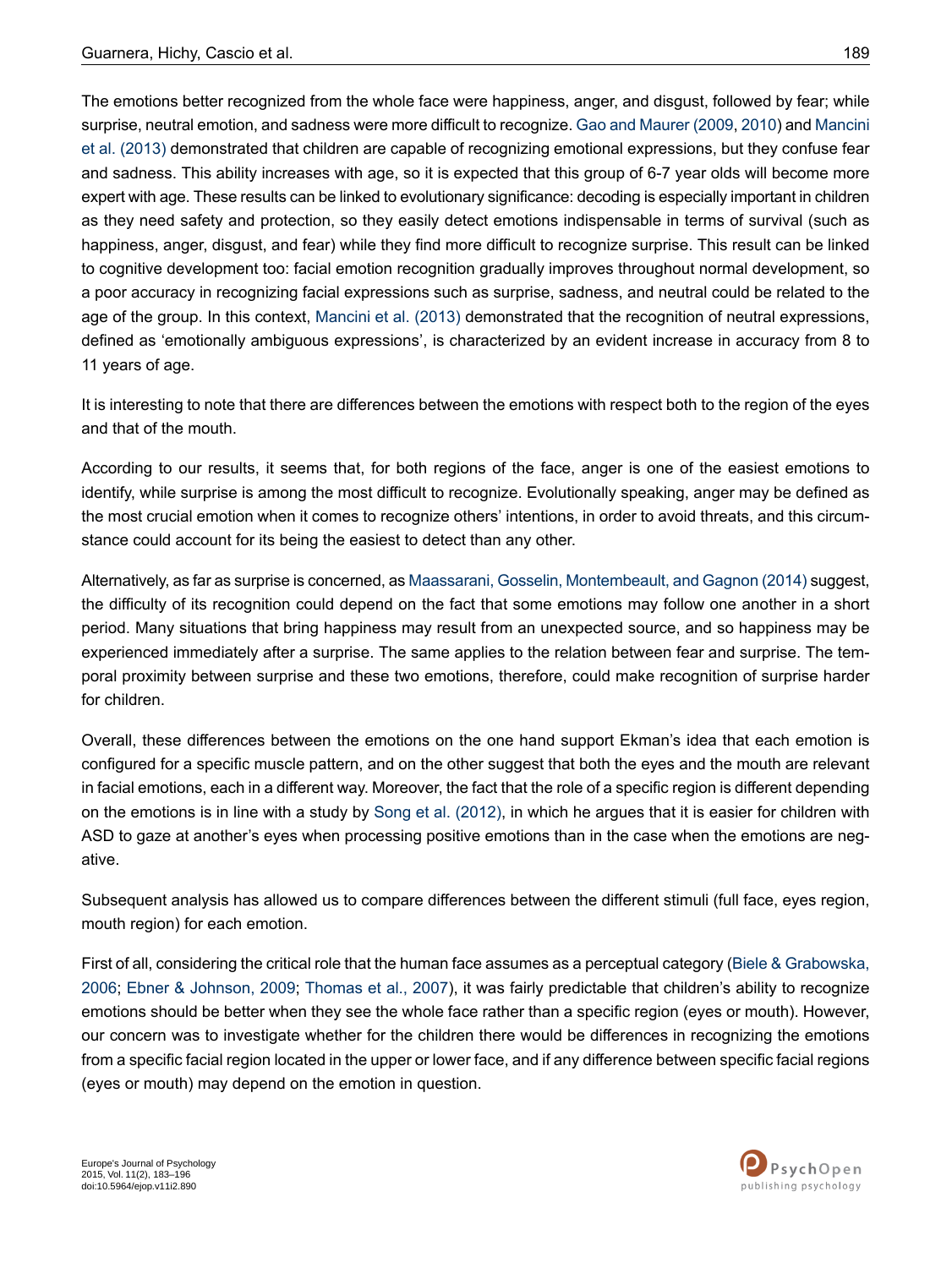The emotions better recognized from the whole face were happiness, anger, and disgust, followed by fear; while surprise, neutral emotion, and sadness were more difficult to recognize. Gao and Maurer (2009, 2010) and Mancini et al. (2013) demonstrated that children are capable of recognizing emotional expressions, but they confuse fear and sadness. This ability increases with age, so it is expected that this group of 6-7 year olds will become more expert with age. These results can be linked to evolutionary significance: decoding is especially important in children as they need safety and protection, so they easily detect emotions indispensable in terms of survival (such as happiness, anger, disgust, and fear) while they find more difficult to recognize surprise. This result can be linked to cognitive development too: facial emotion recognition gradually improves throughout normal development, so a poor accuracy in recognizing facial expressions such as surprise, sadness, and neutral could be related to the age of the group. In this context, Mancini et al. (2013) demonstrated that the recognition of neutral expressions, defined as 'emotionally ambiguous expressions', is characterized by an evident increase in accuracy from 8 to 11 years of age.

It is interesting to note that there are differences between the emotions with respect both to the region of the eyes and that of the mouth.

According to our results, it seems that, for both regions of the face, anger is one of the easiest emotions to identify, while surprise is among the most difficult to recognize. Evolutionally speaking, anger may be defined as the most crucial emotion when it comes to recognize others' intentions, in order to avoid threats, and this circumstance could account for its being the easiest to detect than any other.

Alternatively, as far as surprise is concerned, as Maassarani, Gosselin, Montembeault, and Gagnon (2014) suggest, the difficulty of its recognition could depend on the fact that some emotions may follow one another in a short period. Many situations that bring happiness may result from an unexpected source, and so happiness may be experienced immediately after a surprise. The same applies to the relation between fear and surprise. The temporal proximity between surprise and these two emotions, therefore, could make recognition of surprise harder for children.

Overall, these differences between the emotions on the one hand support Ekman's idea that each emotion is configured for a specific muscle pattern, and on the other suggest that both the eyes and the mouth are relevant in facial emotions, each in a different way. Moreover, the fact that the role of a specific region is different depending on the emotions is in line with a study by Song et al. (2012), in which he argues that it is easier for children with ASD to gaze at another's eyes when processing positive emotions than in the case when the emotions are negative.

Subsequent analysis has allowed us to compare differences between the different stimuli (full face, eyes region, mouth region) for each emotion.

First of all, considering the critical role that the human face assumes as a perceptual category (Biele & Grabowska, 2006; Ebner & Johnson, 2009; Thomas et al., 2007), it was fairly predictable that children's ability to recognize emotions should be better when they see the whole face rather than a specific region (eyes or mouth). However, our concern was to investigate whether for the children there would be differences in recognizing the emotions from a specific facial region located in the upper or lower face, and if any difference between specific facial regions (eyes or mouth) may depend on the emotion in question.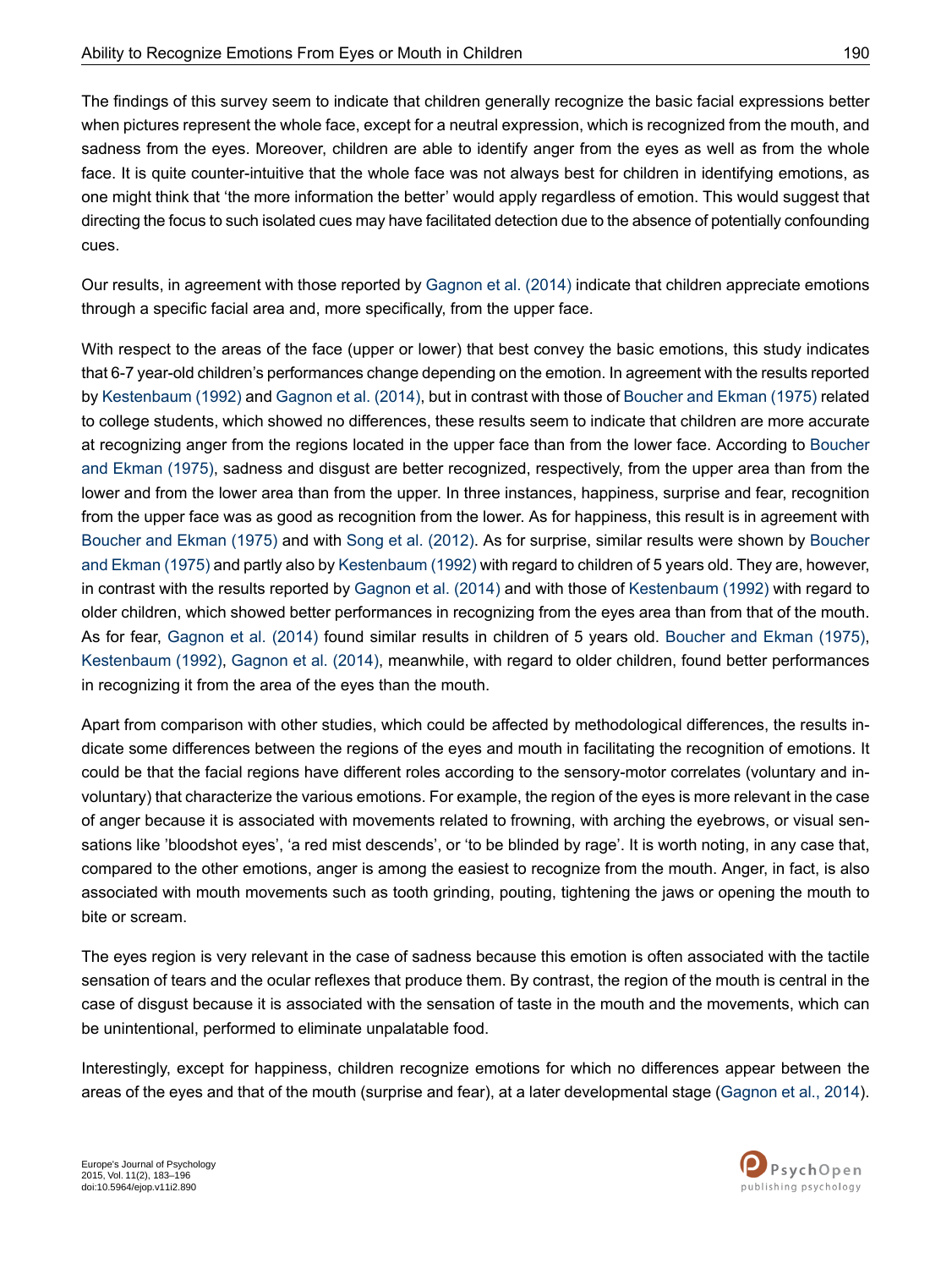The findings of this survey seem to indicate that children generally recognize the basic facial expressions better when pictures represent the whole face, except for a neutral expression, which is recognized from the mouth, and sadness from the eyes. Moreover, children are able to identify anger from the eyes as well as from the whole face. It is quite counter-intuitive that the whole face was not always best for children in identifying emotions, as one might think that 'the more information the better' would apply regardless of emotion. This would suggest that directing the focus to such isolated cues may have facilitated detection due to the absence of potentially confounding cues.

Our results, in agreement with those reported by Gagnon et al. (2014) indicate that children appreciate emotions through a specific facial area and, more specifically, from the upper face.

With respect to the areas of the face (upper or lower) that best convey the basic emotions, this study indicates that 6-7 year-old children's performances change depending on the emotion. In agreement with the results reported by Kestenbaum (1992) and Gagnon et al. (2014), but in contrast with those of Boucher and Ekman (1975) related to college students, which showed no differences, these results seem to indicate that children are more accurate at recognizing anger from the regions located in the upper face than from the lower face. According to Boucher and Ekman (1975), sadness and disgust are better recognized, respectively, from the upper area than from the lower and from the lower area than from the upper. In three instances, happiness, surprise and fear, recognition from the upper face was as good as recognition from the lower. As for happiness, this result is in agreement with Boucher and Ekman (1975) and with Song et al. (2012). As for surprise, similar results were shown by Boucher and Ekman (1975) and partly also by Kestenbaum (1992) with regard to children of 5 years old. They are, however, in contrast with the results reported by Gagnon et al. (2014) and with those of Kestenbaum (1992) with regard to older children, which showed better performances in recognizing from the eyes area than from that of the mouth. As for fear, Gagnon et al. (2014) found similar results in children of 5 years old. Boucher and Ekman (1975), Kestenbaum (1992), Gagnon et al. (2014), meanwhile, with regard to older children, found better performances in recognizing it from the area of the eyes than the mouth.

Apart from comparison with other studies, which could be affected by methodological differences, the results indicate some differences between the regions of the eyes and mouth in facilitating the recognition of emotions. It could be that the facial regions have different roles according to the sensory-motor correlates (voluntary and involuntary) that characterize the various emotions. For example, the region of the eyes is more relevant in the case of anger because it is associated with movements related to frowning, with arching the eyebrows, or visual sensations like 'bloodshot eyes', 'a red mist descends', or 'to be blinded by rage'. It is worth noting, in any case that, compared to the other emotions, anger is among the easiest to recognize from the mouth. Anger, in fact, is also associated with mouth movements such as tooth grinding, pouting, tightening the jaws or opening the mouth to bite or scream.

The eyes region is very relevant in the case of sadness because this emotion is often associated with the tactile sensation of tears and the ocular reflexes that produce them. By contrast, the region of the mouth is central in the case of disgust because it is associated with the sensation of taste in the mouth and the movements, which can be unintentional, performed to eliminate unpalatable food.

Interestingly, except for happiness, children recognize emotions for which no differences appear between the areas of the eyes and that of the mouth (surprise and fear), at a later developmental stage (Gagnon et al., 2014).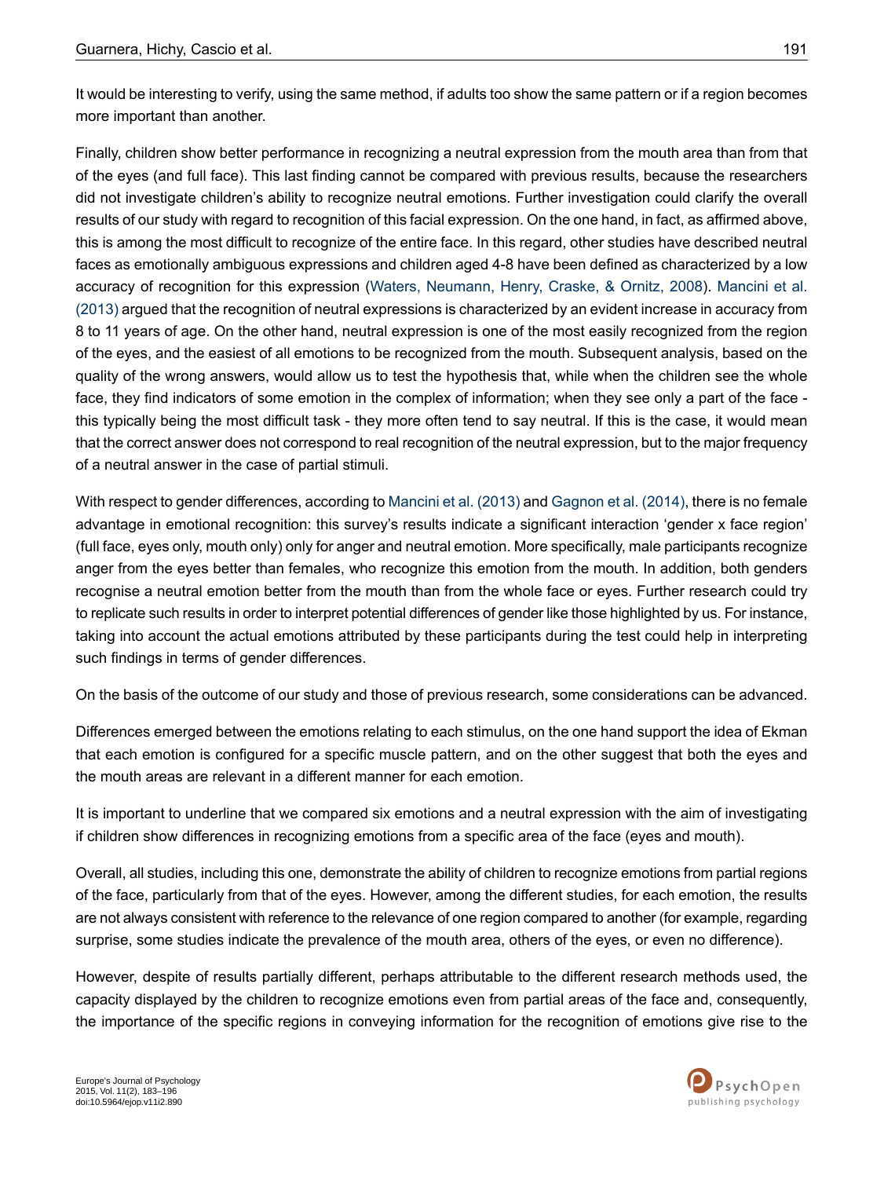It would be interesting to verify, using the same method, if adults too show the same pattern or if a region becomes more important than another.

Finally, children show better performance in recognizing a neutral expression from the mouth area than from that of the eyes (and full face). This last finding cannot be compared with previous results, because the researchers did not investigate children's ability to recognize neutral emotions. Further investigation could clarify the overall results of our study with regard to recognition of this facial expression. On the one hand, in fact, as affirmed above, this is among the most difficult to recognize of the entire face. In this regard, other studies have described neutral faces as emotionally ambiguous expressions and children aged 4-8 have been defined as characterized by a low accuracy of recognition for this expression (Waters, Neumann, Henry, Craske, & Ornitz, 2008). Mancini et al. (2013) argued that the recognition of neutral expressions is characterized by an evident increase in accuracy from 8 to 11 years of age. On the other hand, neutral expression is one of the most easily recognized from the region of the eyes, and the easiest of all emotions to be recognized from the mouth. Subsequent analysis, based on the quality of the wrong answers, would allow us to test the hypothesis that, while when the children see the whole face, they find indicators of some emotion in the complex of information; when they see only a part of the face - this typically being the most difficult task - they more often tend to say neutral. If this is the case, it would mean that the correct answer does not correspond to real recognition of the neutral expression, but to the major frequency of a neutral answer in the case of partial stimuli.

With respect to gender differences, according to Mancini et al. (2013) and Gagnon et al. (2014), there is no female advantage in emotional recognition: this survey's results indicate a significant interaction 'gender x face region' (full face, eyes only, mouth only) only for anger and neutral emotion. More specifically, male participants recognize anger from the eyes better than females, who recognize this emotion from the mouth. In addition, both genders recognise a neutral emotion better from the mouth than from the whole face or eyes. Further research could try to replicate such results in order to interpret potential differences of gender like those highlighted by us. For instance, taking into account the actual emotions attributed by these participants during the test could help in interpreting such findings in terms of gender differences.

On the basis of the outcome of our study and those of previous research, some considerations can be advanced.

Differences emerged between the emotions relating to each stimulus, on the one hand support the idea of Ekman that each emotion is configured for a specific muscle pattern, and on the other suggest that both the eyes and the mouth areas are relevant in a different manner for each emotion.

It is important to underline that we compared six emotions and a neutral expression with the aim of investigating if children show differences in recognizing emotions from a specific area of the face (eyes and mouth).

Overall, all studies, including this one, demonstrate the ability of children to recognize emotions from partial regions of the face, particularly from that of the eyes. However, among the different studies, for each emotion, the results are not always consistent with reference to the relevance of one region compared to another (for example, regarding surprise, some studies indicate the prevalence of the mouth area, others of the eyes, or even no difference).

However, despite of results partially different, perhaps attributable to the different research methods used, the capacity displayed by the children to recognize emotions even from partial areas of the face and, consequently, the importance of the specific regions in conveying information for the recognition of emotions give rise to the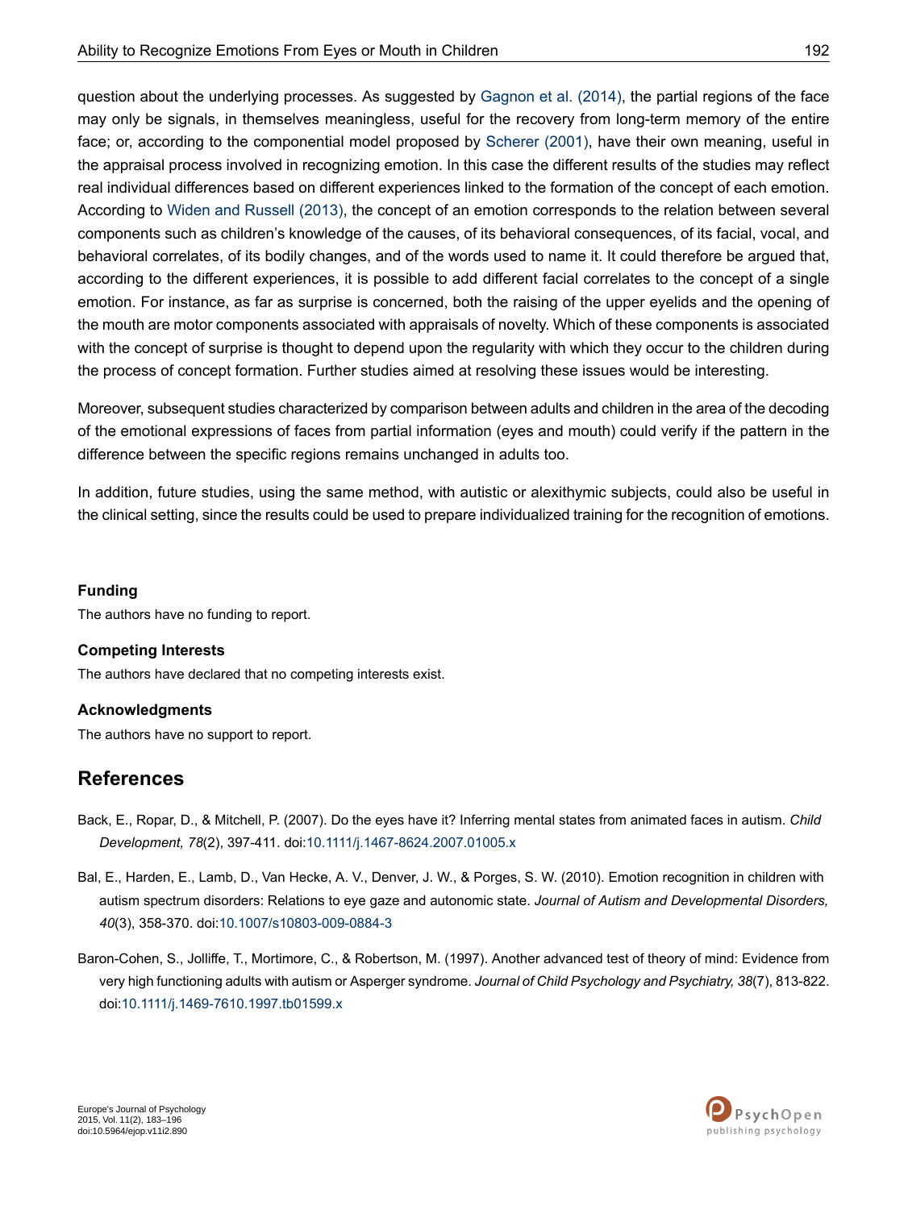question about the underlying processes. As suggested by Gagnon et al. (2014), the partial regions of the face may only be signals, in themselves meaningless, useful for the recovery from long-term memory of the entire face; or, according to the componential model proposed by Scherer (2001), have their own meaning, useful in the appraisal process involved in recognizing emotion. In this case the different results of the studies may reflect real individual differences based on different experiences linked to the formation of the concept of each emotion. According to Widen and Russell (2013), the concept of an emotion corresponds to the relation between several components such as children's knowledge of the causes, of its behavioral consequences, of its facial, vocal, and behavioral correlates, of its bodily changes, and of the words used to name it. It could therefore be argued that, according to the different experiences, it is possible to add different facial correlates to the concept of a single emotion. For instance, as far as surprise is concerned, both the raising of the upper eyelids and the opening of the mouth are motor components associated with appraisals of novelty. Which of these components is associated with the concept of surprise is thought to depend upon the regularity with which they occur to the children during the process of concept formation. Further studies aimed at resolving these issues would be interesting.

Moreover, subsequent studies characterized by comparison between adults and children in the area of the decoding of the emotional expressions of faces from partial information (eyes and mouth) could verify if the pattern in the difference between the specific regions remains unchanged in adults too.

In addition, future studies, using the same method, with autistic or alexithymic subjects, could also be useful in the clinical setting, since the results could be used to prepare individualized training for the recognition of emotions.

### Funding

The authors have no funding to report.

### Competing Interests

The authors have declared that no competing interests exist.

### Acknowledgments

The authors have no support to report.

## References

Back, E., Ropar, D., & Mitchell, P. (2007). Do the eyes have it? Inferring mental states from animated faces in autism. *Child Development, 78*(2), 397-411. doi:10.1111/j.1467-8624.2007.01005.x

Bal, E., Harden, E., Lamb, D., Van Hecke, A. V., Denver, J. W., & Porges, S. W. (2010). Emotion recognition in children with autism spectrum disorders: Relations to eye gaze and autonomic state. *Journal of Autism and Developmental Disorders, 40*(3), 358-370. doi:10.1007/s10803-009-0884-3

Baron-Cohen, S., Jolliffe, T., Mortimore, C., & Robertson, M. (1997). Another advanced test of theory of mind: Evidence from very high functioning adults with autism or Asperger syndrome. *Journal of Child Psychology and Psychiatry, 38*(7), 813-822. doi:10.1111/j.1469-7610.1997.tb01599.x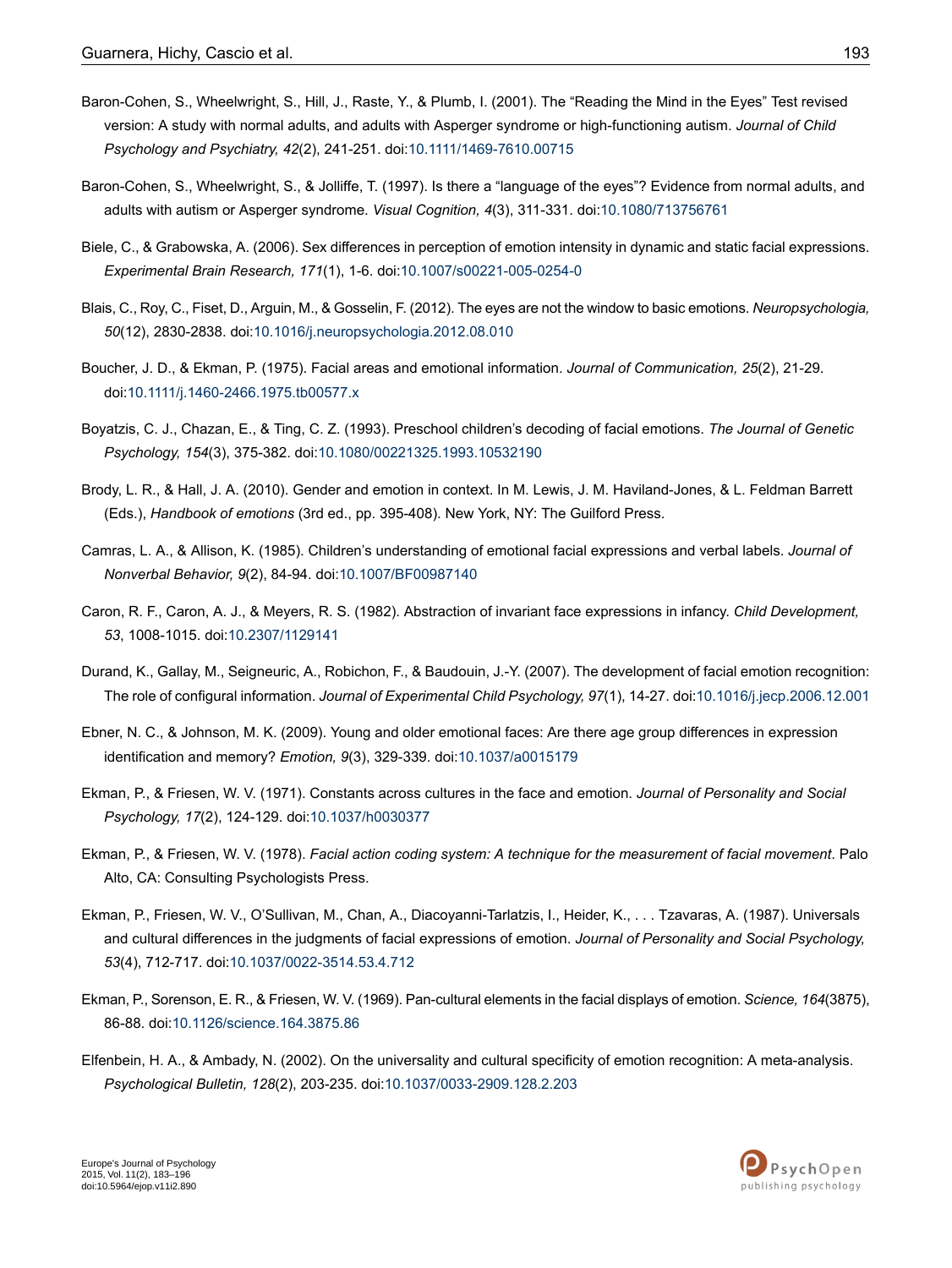Baron-Cohen, S., Wheelwright, S., Hill, J., Raste, Y., & Plumb, I. (2001). The "Reading the Mind in the Eyes" Test revised version: A study with normal adults, and adults with Asperger syndrome or high-functioning autism. *Journal of Child Psychology and Psychiatry, 42*(2), 241-251. doi:10.1111/1469-7610.00715

Baron-Cohen, S., Wheelwright, S., & Jolliffe, T. (1997). Is there a "language of the eyes"? Evidence from normal adults, and adults with autism or Asperger syndrome. *Visual Cognition, 4*(3), 311-331. doi:10.1080/713756761

Biele, C., & Grabowska, A. (2006). Sex differences in perception of emotion intensity in dynamic and static facial expressions. *Experimental Brain Research, 171*(1), 1-6. doi:10.1007/s00221-005-0254-0

Blais, C., Roy, C., Fiset, D., Arguin, M., & Gosselin, F. (2012). The eyes are not the window to basic emotions. *Neuropsychologia, 50*(12), 2830-2838. doi:10.1016/j.neuropsychologia.2012.08.010

Boucher, J. D., & Ekman, P. (1975). Facial areas and emotional information. *Journal of Communication, 25*(2), 21-29. doi:10.1111/j.1460-2466.1975.tb00577.x

Boyatzis, C. J., Chazan, E., & Ting, C. Z. (1993). Preschool children's decoding of facial emotions. *The Journal of Genetic Psychology, 154*(3), 375-382. doi:10.1080/00221325.1993.10532190

Brody, L. R., & Hall, J. A. (2010). Gender and emotion in context. In M. Lewis, J. M. Haviland-Jones, & L. Feldman Barrett (Eds.), *Handbook of emotions* (3rd ed., pp. 395-408). New York, NY: The Guilford Press.

Camras, L. A., & Allison, K. (1985). Children's understanding of emotional facial expressions and verbal labels. *Journal of Nonverbal Behavior, 9*(2), 84-94. doi:10.1007/BF00987140

Caron, R. F., Caron, A. J., & Meyers, R. S. (1982). Abstraction of invariant face expressions in infancy. *Child Development, 53*, 1008-1015. doi:10.2307/1129141

Durand, K., Gallay, M., Seigneuric, A., Robichon, F., & Baudouin, J.-Y. (2007). The development of facial emotion recognition: The role of configural information. *Journal of Experimental Child Psychology, 97*(1), 14-27. doi:10.1016/j.jecp.2006.12.001

Ebner, N. C., & Johnson, M. K. (2009). Young and older emotional faces: Are there age group differences in expression identification and memory? *Emotion, 9*(3), 329-339. doi:10.1037/a0015179

Ekman, P., & Friesen, W. V. (1971). Constants across cultures in the face and emotion. *Journal of Personality and Social Psychology, 17*(2), 124-129. doi:10.1037/h0030377

Ekman, P., & Friesen, W. V. (1978). *Facial action coding system: A technique for the measurement of facial movement*. Palo Alto, CA: Consulting Psychologists Press.

Ekman, P., Friesen, W. V., O'Sullivan, M., Chan, A., Diacoyanni-Tarlatzis, I., Heider, K., . . . Tzavaras, A. (1987). Universals and cultural differences in the judgments of facial expressions of emotion. *Journal of Personality and Social Psychology, 53*(4), 712-717. doi:10.1037/0022-3514.53.4.712

Ekman, P., Sorenson, E. R., & Friesen, W. V. (1969). Pan-cultural elements in the facial displays of emotion. *Science, 164*(3875), 86-88. doi:10.1126/science.164.3875.86

Elfenbein, H. A., & Ambady, N. (2002). On the universality and cultural specificity of emotion recognition: A meta-analysis. *Psychological Bulletin, 128*(2), 203-235. doi:10.1037/0033-2909.128.2.203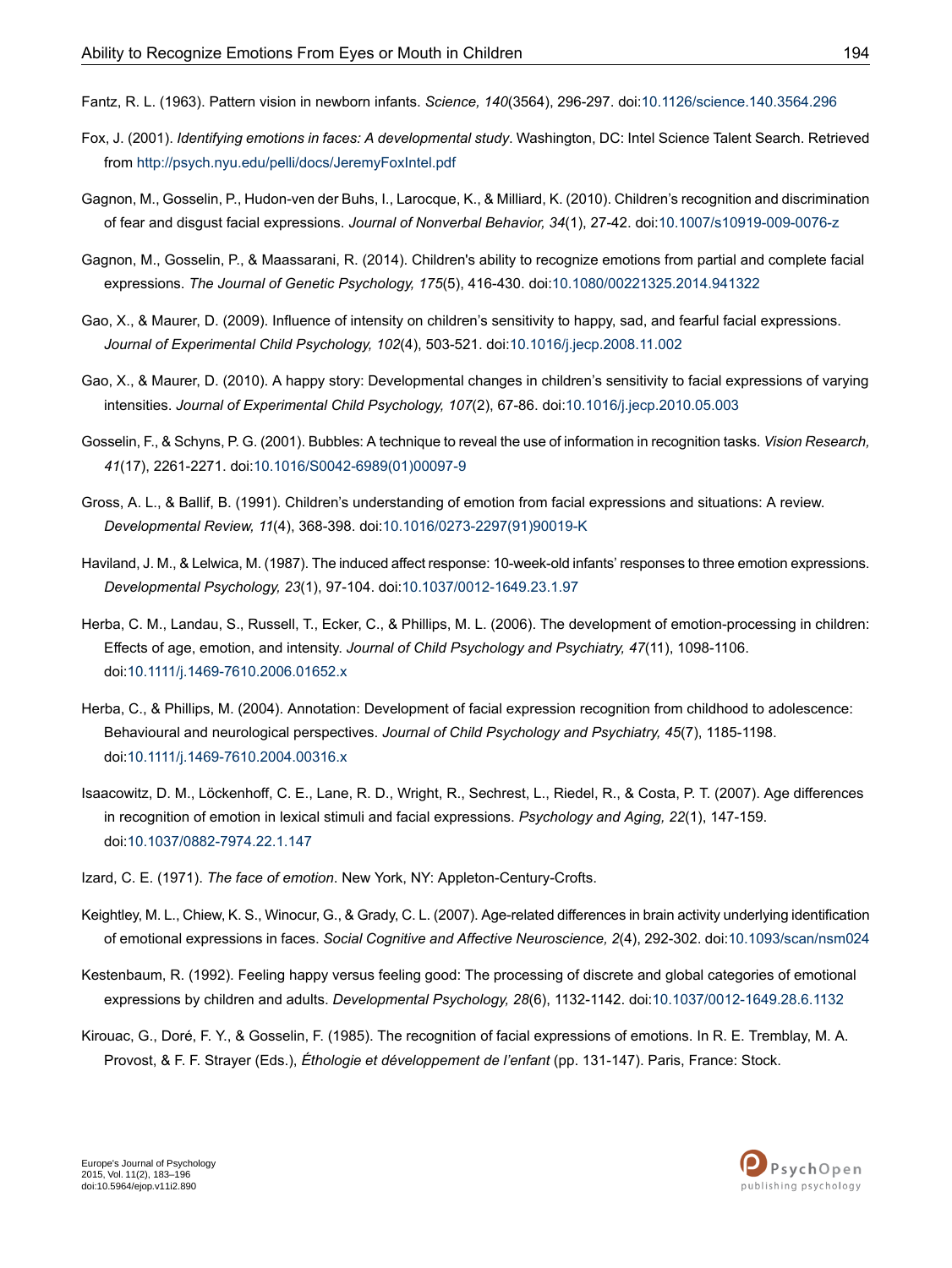Fantz, R. L. (1963). Pattern vision in newborn infants. *Science, 140*(3564), 296-297. doi:10.1126/science.140.3564.296

Fox, J. (2001). *Identifying emotions in faces: A developmental study*. Washington, DC: Intel Science Talent Search. Retrieved from http://psych.nyu.edu/pelli/docs/JeremyFoxIntel.pdf

Gagnon, M., Gosselin, P., Hudon-ven der Buhs, I., Larocque, K., & Milliard, K. (2010). Children's recognition and discrimination of fear and disgust facial expressions. *Journal of Nonverbal Behavior, 34*(1), 27-42. doi:10.1007/s10919-009-0076-z

Gagnon, M., Gosselin, P., & Maassarani, R. (2014). Children's ability to recognize emotions from partial and complete facial expressions. *The Journal of Genetic Psychology, 175*(5), 416-430. doi:10.1080/00221325.2014.941322

Gao, X., & Maurer, D. (2009). Influence of intensity on children's sensitivity to happy, sad, and fearful facial expressions. *Journal of Experimental Child Psychology, 102*(4), 503-521. doi:10.1016/j.jecp.2008.11.002

Gao, X., & Maurer, D. (2010). A happy story: Developmental changes in children's sensitivity to facial expressions of varying intensities. *Journal of Experimental Child Psychology, 107*(2), 67-86. doi:10.1016/j.jecp.2010.05.003

Gosselin, F., & Schyns, P. G. (2001). Bubbles: A technique to reveal the use of information in recognition tasks. *Vision Research, 41*(17), 2261-2271. doi:10.1016/S0042-6989(01)00097-9

Gross, A. L., & Ballif, B. (1991). Children's understanding of emotion from facial expressions and situations: A review. *Developmental Review, 11*(4), 368-398. doi:10.1016/0273-2297(91)90019-K

Haviland, J. M., & Lelwica, M. (1987). The induced affect response: 10-week-old infants' responses to three emotion expressions. *Developmental Psychology, 23*(1), 97-104. doi:10.1037/0012-1649.23.1.97

Herba, C. M., Landau, S., Russell, T., Ecker, C., & Phillips, M. L. (2006). The development of emotion-processing in children: Effects of age, emotion, and intensity. *Journal of Child Psychology and Psychiatry, 47*(11), 1098-1106. doi:10.1111/j.1469-7610.2006.01652.x

Herba, C., & Phillips, M. (2004). Annotation: Development of facial expression recognition from childhood to adolescence: Behavioural and neurological perspectives. *Journal of Child Psychology and Psychiatry, 45*(7), 1185-1198. doi:10.1111/j.1469-7610.2004.00316.x

Isaacowitz, D. M., Löckenhoff, C. E., Lane, R. D., Wright, R., Sechrest, L., Riedel, R., & Costa, P. T. (2007). Age differences in recognition of emotion in lexical stimuli and facial expressions. *Psychology and Aging, 22*(1), 147-159. doi:10.1037/0882-7974.22.1.147

Izard, C. E. (1971). *The face of emotion*. New York, NY: Appleton-Century-Crofts.

Keightley, M. L., Chiew, K. S., Winocur, G., & Grady, C. L. (2007). Age-related differences in brain activity underlying identification of emotional expressions in faces. *Social Cognitive and Affective Neuroscience, 2*(4), 292-302. doi:10.1093/scan/nsm024

Kestenbaum, R. (1992). Feeling happy versus feeling good: The processing of discrete and global categories of emotional expressions by children and adults. *Developmental Psychology, 28*(6), 1132-1142. doi:10.1037/0012-1649.28.6.1132

Kirouac, G., Doré, F. Y., & Gosselin, F. (1985). The recognition of facial expressions of emotions. In R. E. Tremblay, M. A. Provost, & F. F. Strayer (Eds.), *Éthologie et développement de l'enfant* (pp. 131-147). Paris, France: Stock.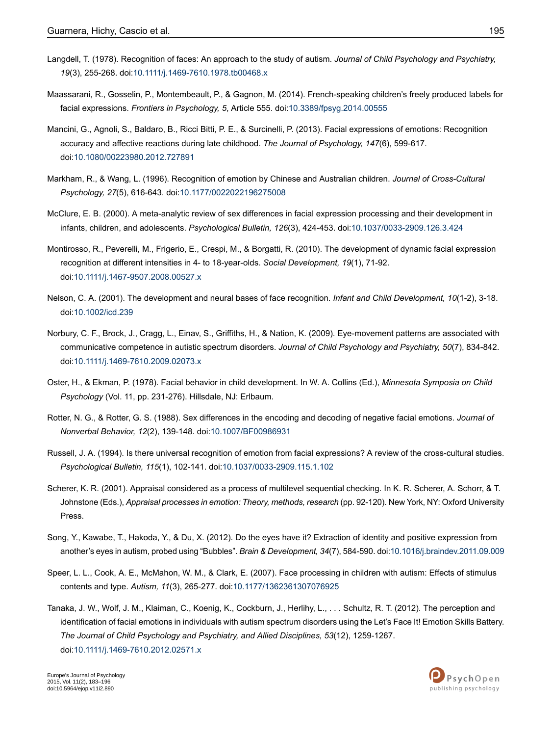Langdell, T. (1978). Recognition of faces: An approach to the study of autism. *Journal of Child Psychology and Psychiatry, 19*(3), 255-268. doi:10.1111/j.1469-7610.1978.tb00468.x

Maassarani, R., Gosselin, P., Montembeault, P., & Gagnon, M. (2014). French-speaking children's freely produced labels for facial expressions. *Frontiers in Psychology, 5*, Article 555. doi:10.3389/fpsyg.2014.00555

Mancini, G., Agnoli, S., Baldaro, B., Ricci Bitti, P. E., & Surcinelli, P. (2013). Facial expressions of emotions: Recognition accuracy and affective reactions during late childhood. *The Journal of Psychology, 147*(6), 599-617. doi:10.1080/00223980.2012.727891

Markham, R., & Wang, L. (1996). Recognition of emotion by Chinese and Australian children. *Journal of Cross-Cultural Psychology, 27*(5), 616-643. doi:10.1177/0022022196275008

McClure, E. B. (2000). A meta-analytic review of sex differences in facial expression processing and their development in infants, children, and adolescents. *Psychological Bulletin, 126*(3), 424-453. doi:10.1037/0033-2909.126.3.424

Montirosso, R., Peverelli, M., Frigerio, E., Crespi, M., & Borgatti, R. (2010). The development of dynamic facial expression recognition at different intensities in 4- to 18-year-olds. *Social Development, 19*(1), 71-92. doi:10.1111/j.1467-9507.2008.00527.x

Nelson, C. A. (2001). The development and neural bases of face recognition. *Infant and Child Development, 10*(1-2), 3-18. doi:10.1002/icd.239

Norbury, C. F., Brock, J., Cragg, L., Einav, S., Griffiths, H., & Nation, K. (2009). Eye-movement patterns are associated with communicative competence in autistic spectrum disorders. *Journal of Child Psychology and Psychiatry, 50*(7), 834-842. doi:10.1111/j.1469-7610.2009.02073.x

Oster, H., & Ekman, P. (1978). Facial behavior in child development. In W. A. Collins (Ed.), *Minnesota Symposia on Child Psychology* (Vol. 11, pp. 231-276). Hillsdale, NJ: Erlbaum.

Rotter, N. G., & Rotter, G. S. (1988). Sex differences in the encoding and decoding of negative facial emotions. *Journal of Nonverbal Behavior, 12*(2), 139-148. doi:10.1007/BF00986931

Russell, J. A. (1994). Is there universal recognition of emotion from facial expressions? A review of the cross-cultural studies. *Psychological Bulletin, 115*(1), 102-141. doi:10.1037/0033-2909.115.1.102

Scherer, K. R. (2001). Appraisal considered as a process of multilevel sequential checking. In K. R. Scherer, A. Schorr, & T. Johnstone (Eds.), *Appraisal processes in emotion: Theory, methods, research* (pp. 92-120). New York, NY: Oxford University Press.

Song, Y., Kawabe, T., Hakoda, Y., & Du, X. (2012). Do the eyes have it? Extraction of identity and positive expression from another's eyes in autism, probed using "Bubbles". *Brain & Development, 34*(7), 584-590. doi:10.1016/j.braindev.2011.09.009

Speer, L. L., Cook, A. E., McMahon, W. M., & Clark, E. (2007). Face processing in children with autism: Effects of stimulus contents and type. *Autism, 11*(3), 265-277. doi:10.1177/1362361307076925

Tanaka, J. W., Wolf, J. M., Klaiman, C., Koenig, K., Cockburn, J., Herlihy, L., . . . Schultz, R. T. (2012). The perception and identification of facial emotions in individuals with autism spectrum disorders using the Let's Face It! Emotion Skills Battery. *The Journal of Child Psychology and Psychiatry, and Allied Disciplines, 53*(12), 1259-1267. doi:10.1111/j.1469-7610.2012.02571.x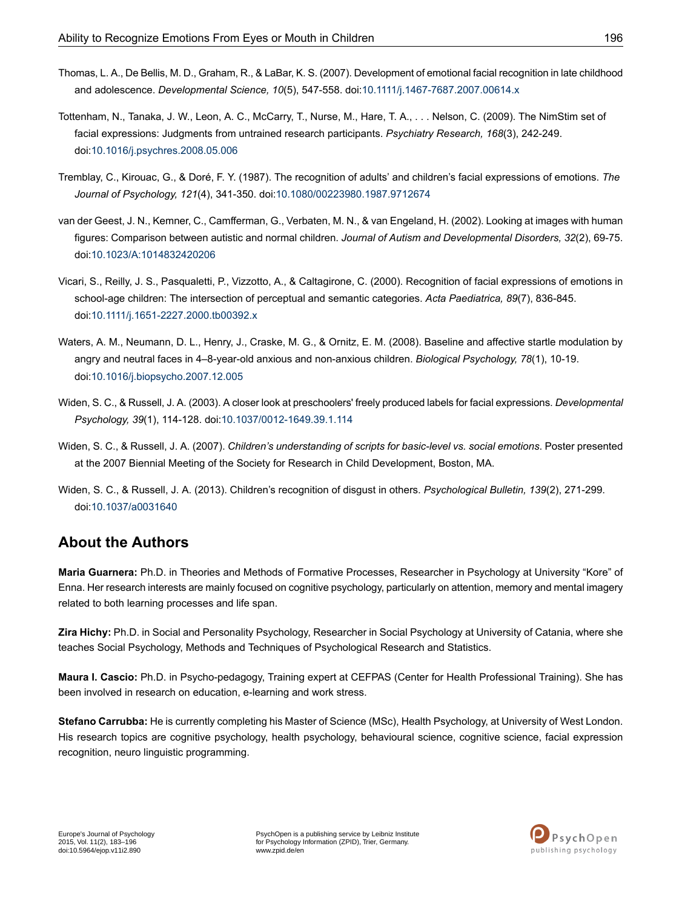Thomas, L. A., De Bellis, M. D., Graham, R., & LaBar, K. S. (2007). Development of emotional facial recognition in late childhood and adolescence. *Developmental Science, 10*(5), 547-558. doi:10.1111/j.1467-7687.2007.00614.x

Tottenham, N., Tanaka, J. W., Leon, A. C., McCarry, T., Nurse, M., Hare, T. A., . . . Nelson, C. (2009). The NimStim set of facial expressions: Judgments from untrained research participants. *Psychiatry Research, 168*(3), 242-249. doi:10.1016/j.psychres.2008.05.006

Tremblay, C., Kirouac, G., & Doré, F. Y. (1987). The recognition of adults' and children's facial expressions of emotions. *The Journal of Psychology, 121*(4), 341-350. doi:10.1080/00223980.1987.9712674

van der Geest, J. N., Kemner, C., Camfferman, G., Verbaten, M. N., & van Engeland, H. (2002). Looking at images with human figures: Comparison between autistic and normal children. *Journal of Autism and Developmental Disorders, 32*(2), 69-75. doi:10.1023/A:1014832420206

Vicari, S., Reilly, J. S., Pasqualetti, P., Vizzotto, A., & Caltagirone, C. (2000). Recognition of facial expressions of emotions in school-age children: The intersection of perceptual and semantic categories. *Acta Paediatrica, 89*(7), 836-845. doi:10.1111/j.1651-2227.2000.tb00392.x

Waters, A. M., Neumann, D. L., Henry, J., Craske, M. G., & Ornitz, E. M. (2008). Baseline and affective startle modulation by angry and neutral faces in 4–8-year-old anxious and non-anxious children. *Biological Psychology, 78*(1), 10-19. doi:10.1016/j.biopsycho.2007.12.005

Widen, S. C., & Russell, J. A. (2003). A closer look at preschoolers' freely produced labels for facial expressions. *Developmental Psychology, 39*(1), 114-128. doi:10.1037/0012-1649.39.1.114

Widen, S. C., & Russell, J. A. (2007). *Children's understanding of scripts for basic-level vs. social emotions*. Poster presented at the 2007 Biennial Meeting of the Society for Research in Child Development, Boston, MA.

Widen, S. C., & Russell, J. A. (2013). Children's recognition of disgust in others. *Psychological Bulletin, 139*(2), 271-299. doi:10.1037/a0031640

## About the Authors

**Maria Guarnera:** Ph.D. in Theories and Methods of Formative Processes, Researcher in Psychology at University "Kore" of Enna. Her research interests are mainly focused on cognitive psychology, particularly on attention, memory and mental imagery related to both learning processes and life span.

**Zira Hichy:** Ph.D. in Social and Personality Psychology, Researcher in Social Psychology at University of Catania, where she teaches Social Psychology, Methods and Techniques of Psychological Research and Statistics.

**Maura I. Cascio:** Ph.D. in Psycho-pedagogy, Training expert at CEFPAS (Center for Health Professional Training). She has been involved in research on education, e-learning and work stress.

**Stefano Carrubba:** He is currently completing his Master of Science (MSc), Health Psychology, at University of West London. His research topics are cognitive psychology, health psychology, behavioural science, cognitive science, facial expression recognition, neuro linguistic programming.